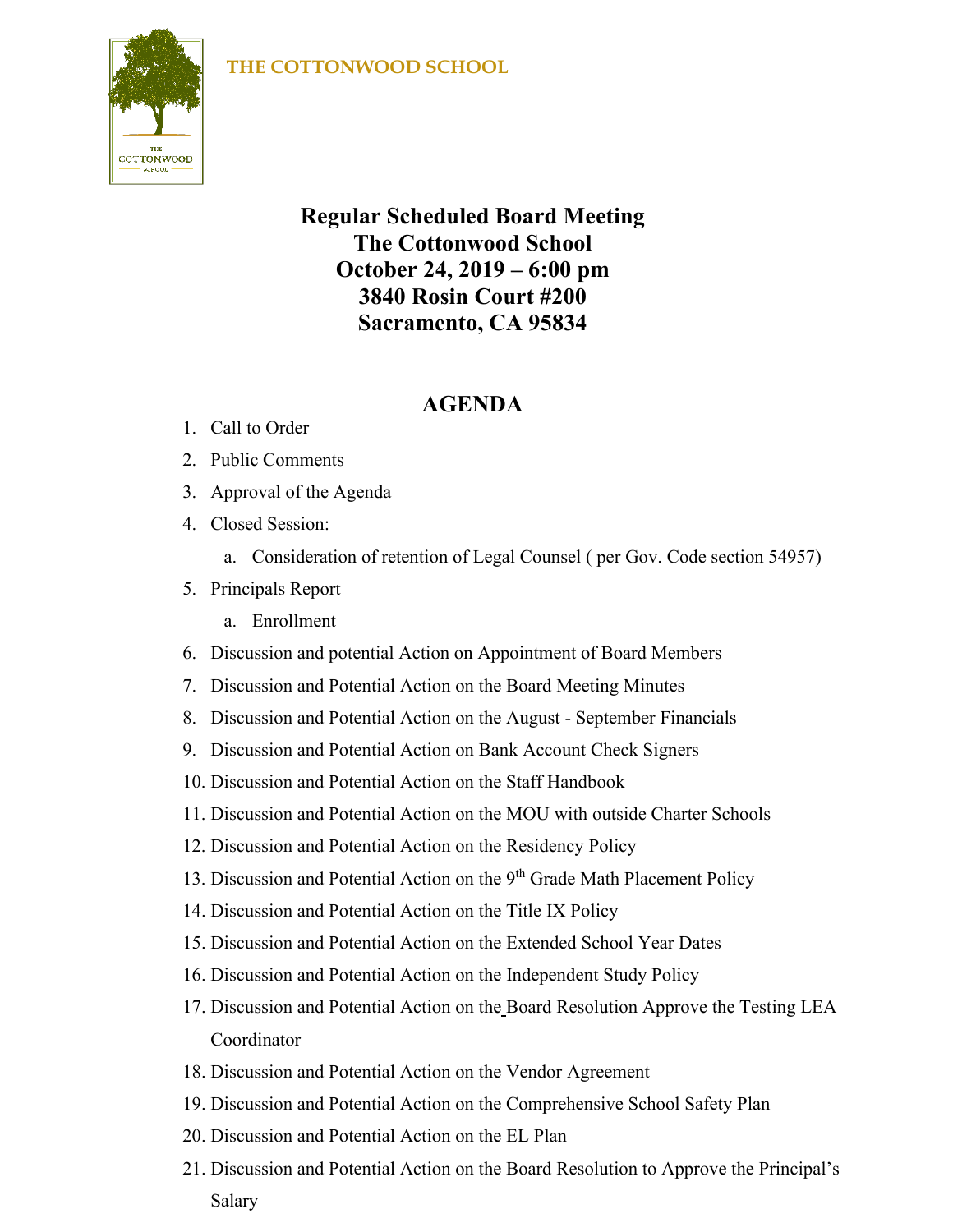THE COTTONWOOD SCHOOL

# Regular Scheduled Board Meeting
# The Cottonwood School
# October 24, 2019 – 6:00 pm
# 3840 Rosin Court #200
# Sacramento, CA 95834

## AGENDA

1. Call to Order
2. Public Comments
3. Approval of the Agenda
4. Closed Session:
   a. Consideration of retention of Legal Counsel ( per Gov. Code section 54957)
5. Principals Report
   a. Enrollment
6. Discussion and potential Action on Appointment of Board Members
7. Discussion and Potential Action on the Board Meeting Minutes
8. Discussion and Potential Action on the August - September Financials
9. Discussion and Potential Action on Bank Account Check Signers
10. Discussion and Potential Action on the Staff Handbook
11. Discussion and Potential Action on the MOU with outside Charter Schools
12. Discussion and Potential Action on the Residency Policy
13. Discussion and Potential Action on the 9th Grade Math Placement Policy
14. Discussion and Potential Action on the Title IX Policy
15. Discussion and Potential Action on the Extended School Year Dates
16. Discussion and Potential Action on the Independent Study Policy
17. Discussion and Potential Action on the Board Resolution Approve the Testing LEA Coordinator
18. Discussion and Potential Action on the Vendor Agreement
19. Discussion and Potential Action on the Comprehensive School Safety Plan
20. Discussion and Potential Action on the EL Plan
21. Discussion and Potential Action on the Board Resolution to Approve the Principal's Salary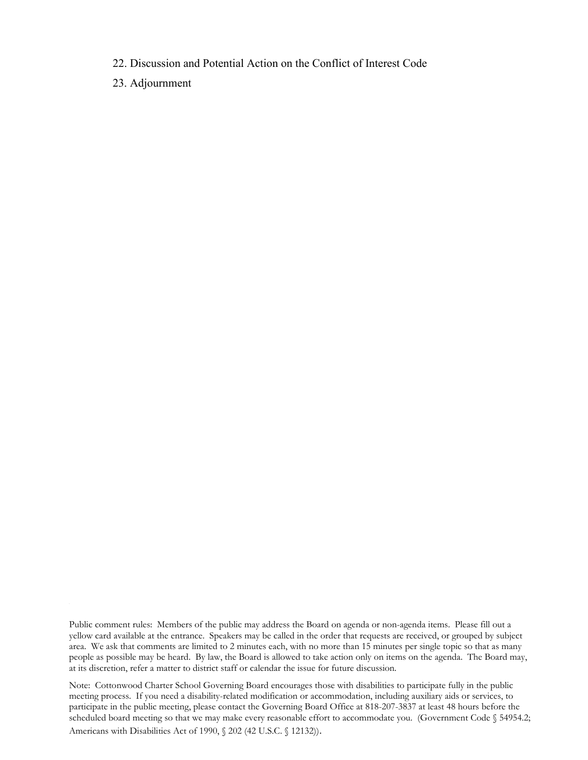22. Discussion and Potential Action on the Conflict of Interest Code
23. Adjournment

Public comment rules: Members of the public may address the Board on agenda or non-agenda items. Please fill out a yellow card available at the entrance. Speakers may be called in the order that requests are received, or grouped by subject area. We ask that comments are limited to 2 minutes each, with no more than 15 minutes per single topic so that as many people as possible may be heard. By law, the Board is allowed to take action only on items on the agenda. The Board may, at its discretion, refer a matter to district staff or calendar the issue for future discussion.

Note: Cottonwood Charter School Governing Board encourages those with disabilities to participate fully in the public meeting process. If you need a disability-related modification or accommodation, including auxiliary aids or services, to participate in the public meeting, please contact the Governing Board Office at 818-207-3837 at least 48 hours before the scheduled board meeting so that we may make every reasonable effort to accommodate you. (Government Code § 54954.2; Americans with Disabilities Act of 1990, § 202 (42 U.S.C. § 12132)).